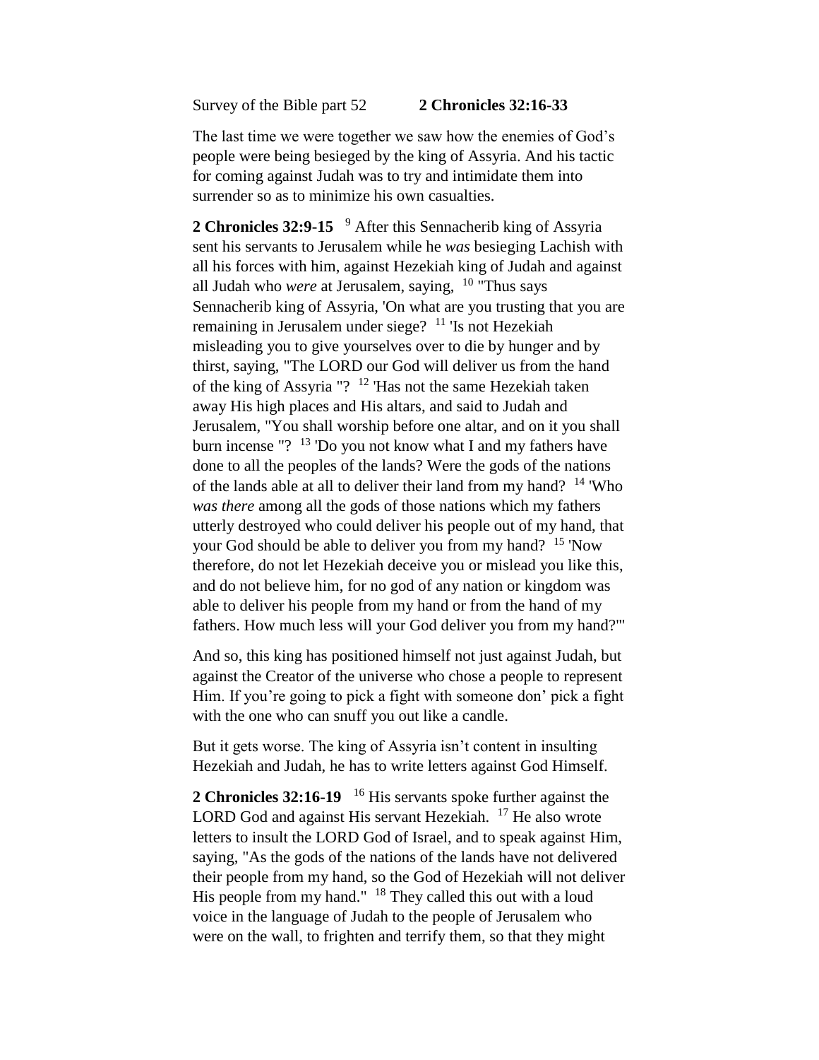Survey of the Bible part 52 **2 Chronicles 32:16-33**

The last time we were together we saw how the enemies of God's people were being besieged by the king of Assyria. And his tactic for coming against Judah was to try and intimidate them into surrender so as to minimize his own casualties.

**2 Chronicles 32:9-15** [9] After this Sennacherib king of Assyria sent his servants to Jerusalem while he *was* besieging Lachish with all his forces with him, against Hezekiah king of Judah and against all Judah who *were* at Jerusalem, saying, [10] "Thus says Sennacherib king of Assyria, 'On what are you trusting that you are remaining in Jerusalem under siege? [11] 'Is not Hezekiah misleading you to give yourselves over to die by hunger and by thirst, saying, "The LORD our God will deliver us from the hand of the king of Assyria "? [12] 'Has not the same Hezekiah taken away His high places and His altars, and said to Judah and Jerusalem, "You shall worship before one altar, and on it you shall burn incense "? [13] 'Do you not know what I and my fathers have done to all the peoples of the lands? Were the gods of the nations of the lands able at all to deliver their land from my hand? [14] 'Who *was there* among all the gods of those nations which my fathers utterly destroyed who could deliver his people out of my hand, that your God should be able to deliver you from my hand? [15] 'Now therefore, do not let Hezekiah deceive you or mislead you like this, and do not believe him, for no god of any nation or kingdom was able to deliver his people from my hand or from the hand of my fathers. How much less will your God deliver you from my hand?'"

And so, this king has positioned himself not just against Judah, but against the Creator of the universe who chose a people to represent Him. If you're going to pick a fight with someone don' pick a fight with the one who can snuff you out like a candle.

But it gets worse. The king of Assyria isn't content in insulting Hezekiah and Judah, he has to write letters against God Himself.

**2 Chronicles 32:16-19** [16] His servants spoke further against the LORD God and against His servant Hezekiah. [17] He also wrote letters to insult the LORD God of Israel, and to speak against Him, saying, "As the gods of the nations of the lands have not delivered their people from my hand, so the God of Hezekiah will not deliver His people from my hand." [18] They called this out with a loud voice in the language of Judah to the people of Jerusalem who were on the wall, to frighten and terrify them, so that they might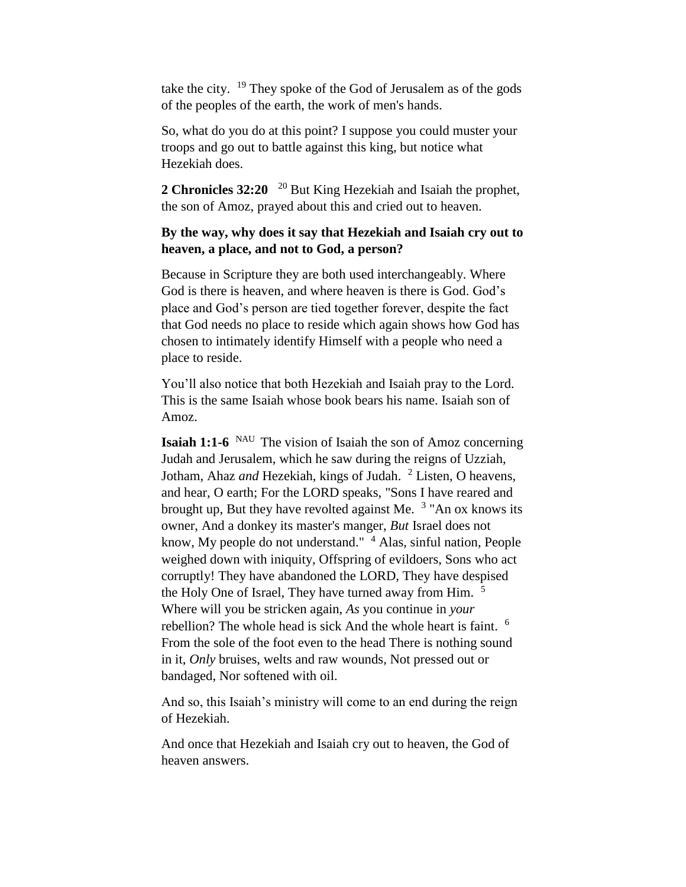take the city. [19] They spoke of the God of Jerusalem as of the gods of the peoples of the earth, the work of men's hands.

So, what do you do at this point? I suppose you could muster your troops and go out to battle against this king, but notice what Hezekiah does.

**2 Chronicles 32:20** [20] But King Hezekiah and Isaiah the prophet, the son of Amoz, prayed about this and cried out to heaven.

**By the way, why does it say that Hezekiah and Isaiah cry out to heaven, a place, and not to God, a person?**

Because in Scripture they are both used interchangeably. Where God is there is heaven, and where heaven is there is God. God's place and God's person are tied together forever, despite the fact that God needs no place to reside which again shows how God has chosen to intimately identify Himself with a people who need a place to reside.

You'll also notice that both Hezekiah and Isaiah pray to the Lord. This is the same Isaiah whose book bears his name. Isaiah son of Amoz.

**Isaiah 1:1-6** [NAU] The vision of Isaiah the son of Amoz concerning Judah and Jerusalem, which he saw during the reigns of Uzziah, Jotham, Ahaz *and* Hezekiah, kings of Judah. [2] Listen, O heavens, and hear, O earth; For the LORD speaks, "Sons I have reared and brought up, But they have revolted against Me. [3] "An ox knows its owner, And a donkey its master's manger, *But* Israel does not know, My people do not understand." [4] Alas, sinful nation, People weighed down with iniquity, Offspring of evildoers, Sons who act corruptly! They have abandoned the LORD, They have despised the Holy One of Israel, They have turned away from Him. [5] Where will you be stricken again, *As* you continue in *your* rebellion? The whole head is sick And the whole heart is faint. [6] From the sole of the foot even to the head There is nothing sound in it, *Only* bruises, welts and raw wounds, Not pressed out or bandaged, Nor softened with oil.

And so, this Isaiah's ministry will come to an end during the reign of Hezekiah.

And once that Hezekiah and Isaiah cry out to heaven, the God of heaven answers.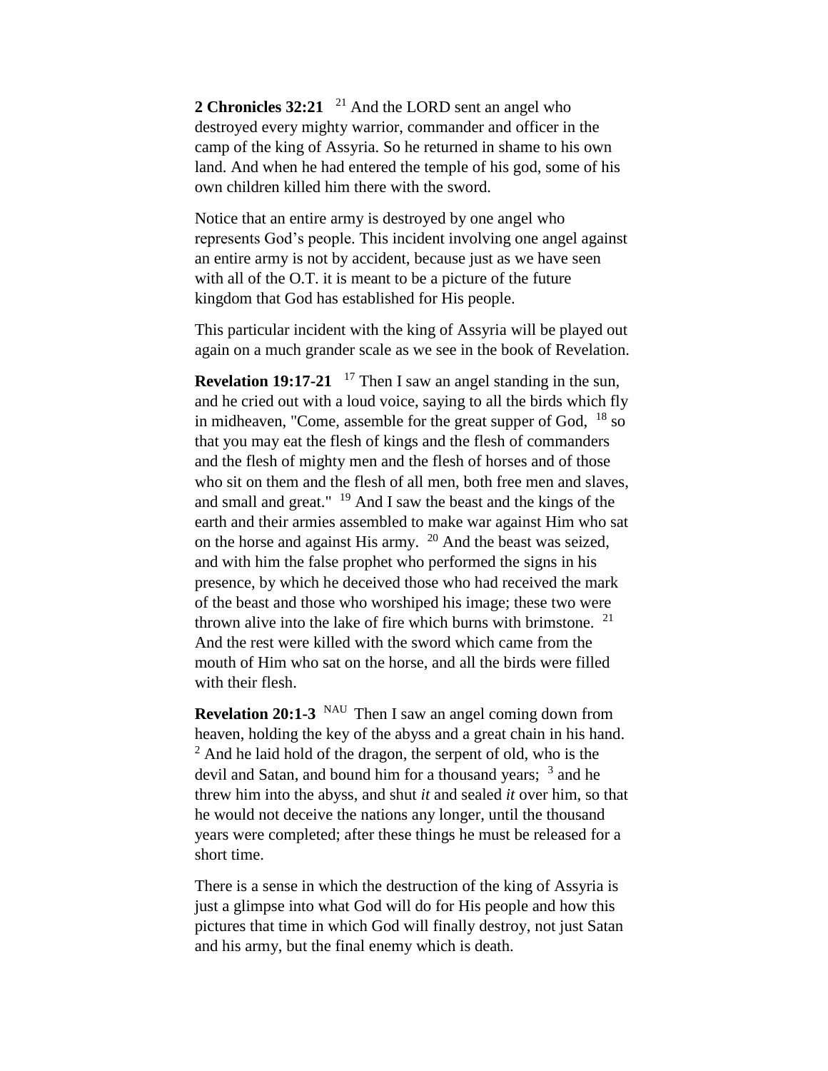**2 Chronicles 32:21** [21] And the LORD sent an angel who destroyed every mighty warrior, commander and officer in the camp of the king of Assyria. So he returned in shame to his own land. And when he had entered the temple of his god, some of his own children killed him there with the sword.

Notice that an entire army is destroyed by one angel who represents God's people. This incident involving one angel against an entire army is not by accident, because just as we have seen with all of the O.T. it is meant to be a picture of the future kingdom that God has established for His people.

This particular incident with the king of Assyria will be played out again on a much grander scale as we see in the book of Revelation.

**Revelation 19:17-21** [17] Then I saw an angel standing in the sun, and he cried out with a loud voice, saying to all the birds which fly in midheaven, "Come, assemble for the great supper of God, [18] so that you may eat the flesh of kings and the flesh of commanders and the flesh of mighty men and the flesh of horses and of those who sit on them and the flesh of all men, both free men and slaves, and small and great." [19] And I saw the beast and the kings of the earth and their armies assembled to make war against Him who sat on the horse and against His army. [20] And the beast was seized, and with him the false prophet who performed the signs in his presence, by which he deceived those who had received the mark of the beast and those who worshiped his image; these two were thrown alive into the lake of fire which burns with brimstone. [21] And the rest were killed with the sword which came from the mouth of Him who sat on the horse, and all the birds were filled with their flesh.

**Revelation 20:1-3** [NAU] Then I saw an angel coming down from heaven, holding the key of the abyss and a great chain in his hand. [2] And he laid hold of the dragon, the serpent of old, who is the devil and Satan, and bound him for a thousand years; [3] and he threw him into the abyss, and shut *it* and sealed *it* over him, so that he would not deceive the nations any longer, until the thousand years were completed; after these things he must be released for a short time.

There is a sense in which the destruction of the king of Assyria is just a glimpse into what God will do for His people and how this pictures that time in which God will finally destroy, not just Satan and his army, but the final enemy which is death.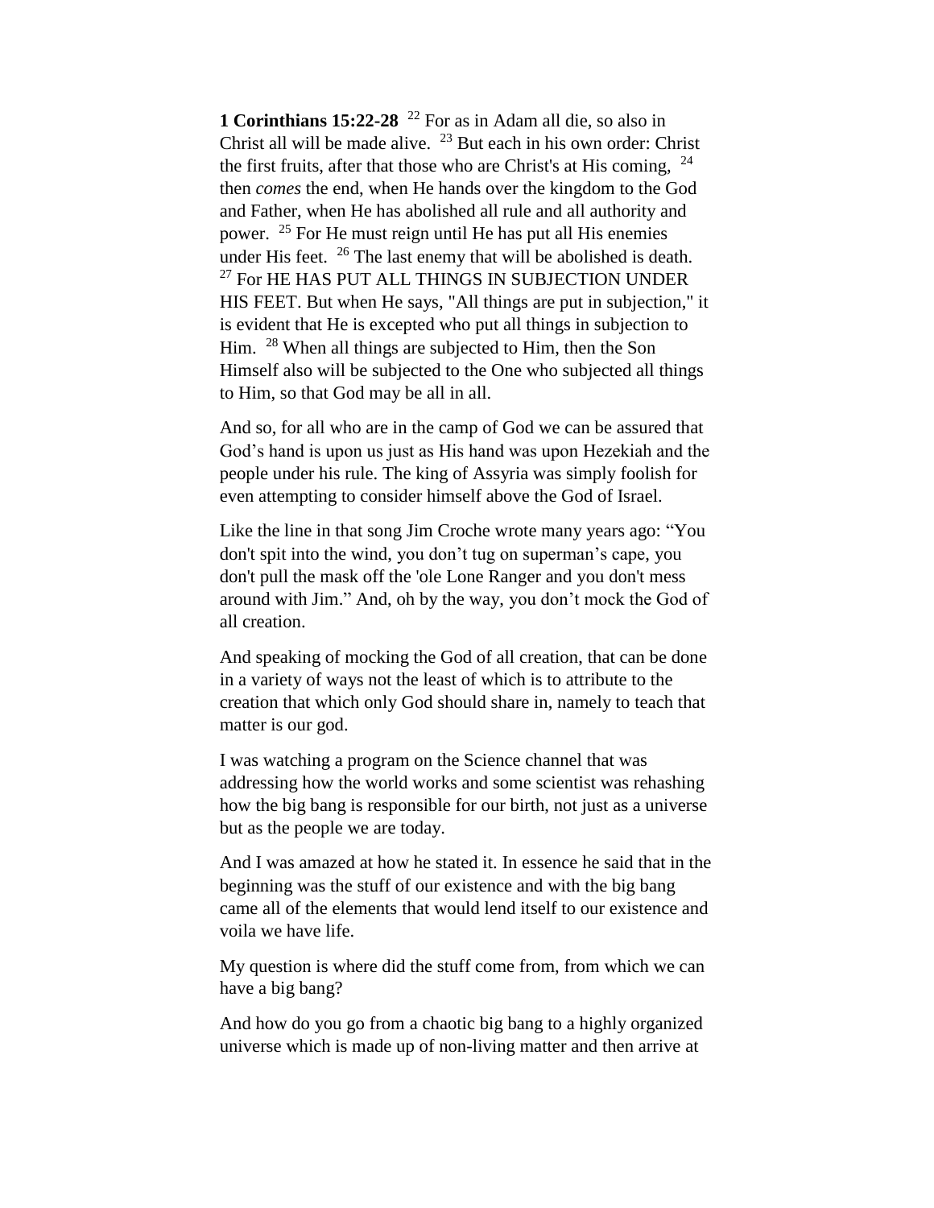**1 Corinthians 15:22-28** [22] For as in Adam all die, so also in Christ all will be made alive. [23] But each in his own order: Christ the first fruits, after that those who are Christ's at His coming, [24] then *comes* the end, when He hands over the kingdom to the God and Father, when He has abolished all rule and all authority and power. [25] For He must reign until He has put all His enemies under His feet. [26] The last enemy that will be abolished is death. [27] For HE HAS PUT ALL THINGS IN SUBJECTION UNDER HIS FEET. But when He says, "All things are put in subjection," it is evident that He is excepted who put all things in subjection to Him. [28] When all things are subjected to Him, then the Son Himself also will be subjected to the One who subjected all things to Him, so that God may be all in all.

And so, for all who are in the camp of God we can be assured that God's hand is upon us just as His hand was upon Hezekiah and the people under his rule. The king of Assyria was simply foolish for even attempting to consider himself above the God of Israel.

Like the line in that song Jim Croche wrote many years ago: "You don't spit into the wind, you don't tug on superman's cape, you don't pull the mask off the 'ole Lone Ranger and you don't mess around with Jim." And, oh by the way, you don't mock the God of all creation.

And speaking of mocking the God of all creation, that can be done in a variety of ways not the least of which is to attribute to the creation that which only God should share in, namely to teach that matter is our god.

I was watching a program on the Science channel that was addressing how the world works and some scientist was rehashing how the big bang is responsible for our birth, not just as a universe but as the people we are today.

And I was amazed at how he stated it. In essence he said that in the beginning was the stuff of our existence and with the big bang came all of the elements that would lend itself to our existence and voila we have life.

My question is where did the stuff come from, from which we can have a big bang?

And how do you go from a chaotic big bang to a highly organized universe which is made up of non-living matter and then arrive at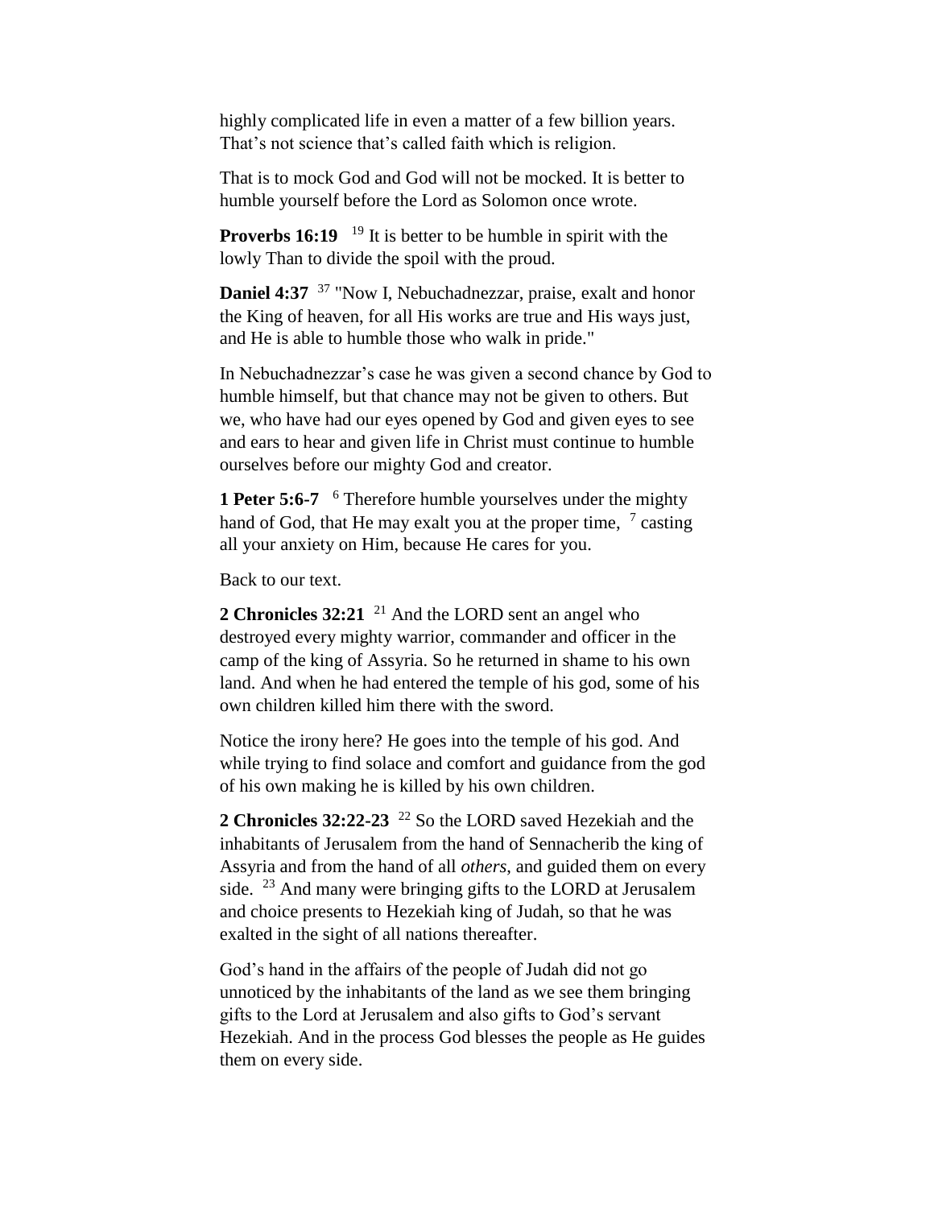highly complicated life in even a matter of a few billion years. That's not science that's called faith which is religion.

That is to mock God and God will not be mocked. It is better to humble yourself before the Lord as Solomon once wrote.

**Proverbs 16:19** [19] It is better to be humble in spirit with the lowly Than to divide the spoil with the proud.

**Daniel 4:37** [37] "Now I, Nebuchadnezzar, praise, exalt and honor the King of heaven, for all His works are true and His ways just, and He is able to humble those who walk in pride."

In Nebuchadnezzar's case he was given a second chance by God to humble himself, but that chance may not be given to others. But we, who have had our eyes opened by God and given eyes to see and ears to hear and given life in Christ must continue to humble ourselves before our mighty God and creator.

**1 Peter 5:6-7** [6] Therefore humble yourselves under the mighty hand of God, that He may exalt you at the proper time, [7] casting all your anxiety on Him, because He cares for you.

Back to our text.

**2 Chronicles 32:21** [21] And the LORD sent an angel who destroyed every mighty warrior, commander and officer in the camp of the king of Assyria. So he returned in shame to his own land. And when he had entered the temple of his god, some of his own children killed him there with the sword.

Notice the irony here? He goes into the temple of his god. And while trying to find solace and comfort and guidance from the god of his own making he is killed by his own children.

**2 Chronicles 32:22-23** [22] So the LORD saved Hezekiah and the inhabitants of Jerusalem from the hand of Sennacherib the king of Assyria and from the hand of all *others*, and guided them on every side. [23] And many were bringing gifts to the LORD at Jerusalem and choice presents to Hezekiah king of Judah, so that he was exalted in the sight of all nations thereafter.

God's hand in the affairs of the people of Judah did not go unnoticed by the inhabitants of the land as we see them bringing gifts to the Lord at Jerusalem and also gifts to God's servant Hezekiah. And in the process God blesses the people as He guides them on every side.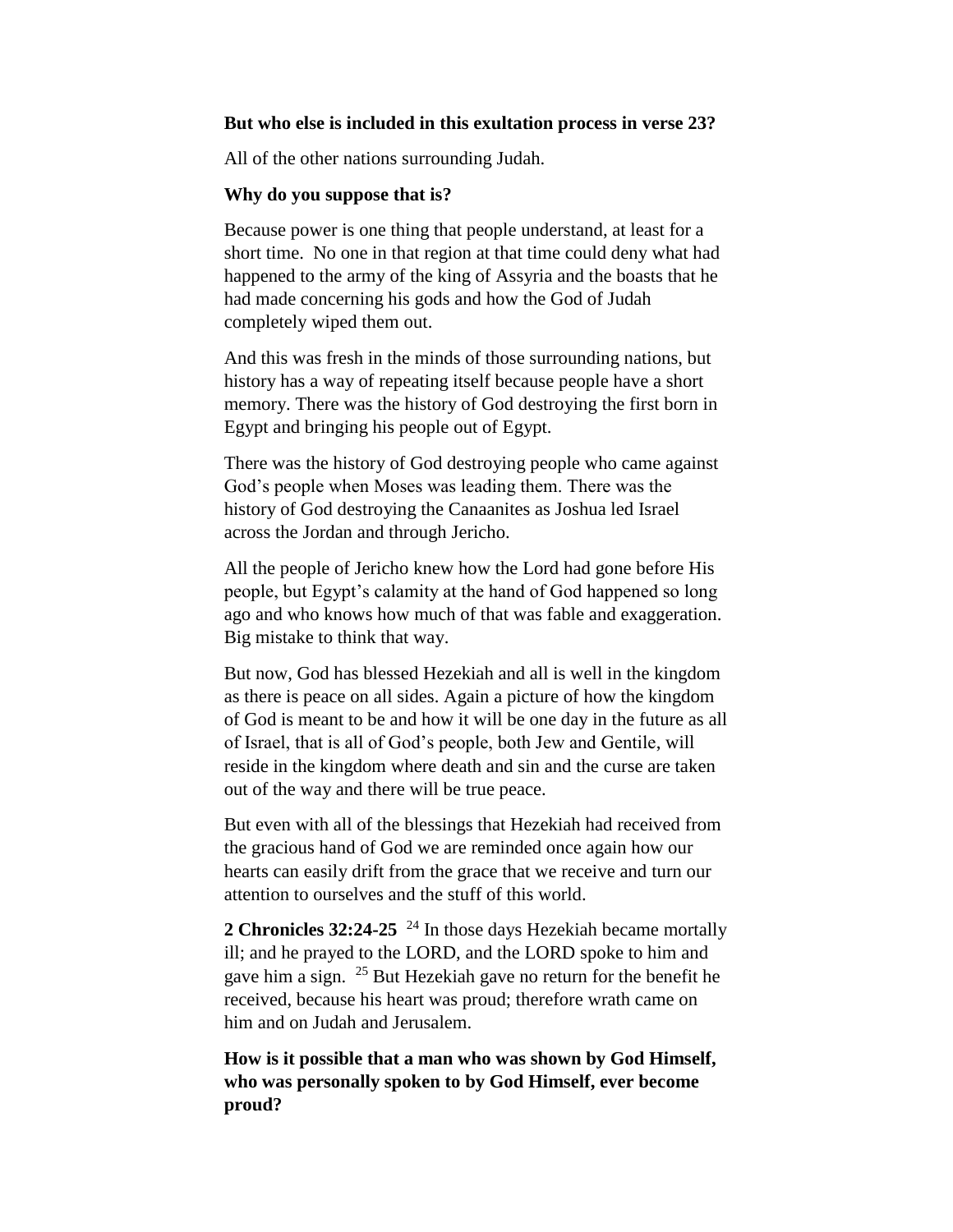**But who else is included in this exultation process in verse 23?**

All of the other nations surrounding Judah.

**Why do you suppose that is?**

Because power is one thing that people understand, at least for a short time. No one in that region at that time could deny what had happened to the army of the king of Assyria and the boasts that he had made concerning his gods and how the God of Judah completely wiped them out.

And this was fresh in the minds of those surrounding nations, but history has a way of repeating itself because people have a short memory. There was the history of God destroying the first born in Egypt and bringing his people out of Egypt.

There was the history of God destroying people who came against God's people when Moses was leading them. There was the history of God destroying the Canaanites as Joshua led Israel across the Jordan and through Jericho.

All the people of Jericho knew how the Lord had gone before His people, but Egypt's calamity at the hand of God happened so long ago and who knows how much of that was fable and exaggeration. Big mistake to think that way.

But now, God has blessed Hezekiah and all is well in the kingdom as there is peace on all sides. Again a picture of how the kingdom of God is meant to be and how it will be one day in the future as all of Israel, that is all of God's people, both Jew and Gentile, will reside in the kingdom where death and sin and the curse are taken out of the way and there will be true peace.

But even with all of the blessings that Hezekiah had received from the gracious hand of God we are reminded once again how our hearts can easily drift from the grace that we receive and turn our attention to ourselves and the stuff of this world.

**2 Chronicles 32:24-25** [24] In those days Hezekiah became mortally ill; and he prayed to the LORD, and the LORD spoke to him and gave him a sign. [25] But Hezekiah gave no return for the benefit he received, because his heart was proud; therefore wrath came on him and on Judah and Jerusalem.

**How is it possible that a man who was shown by God Himself, who was personally spoken to by God Himself, ever become proud?**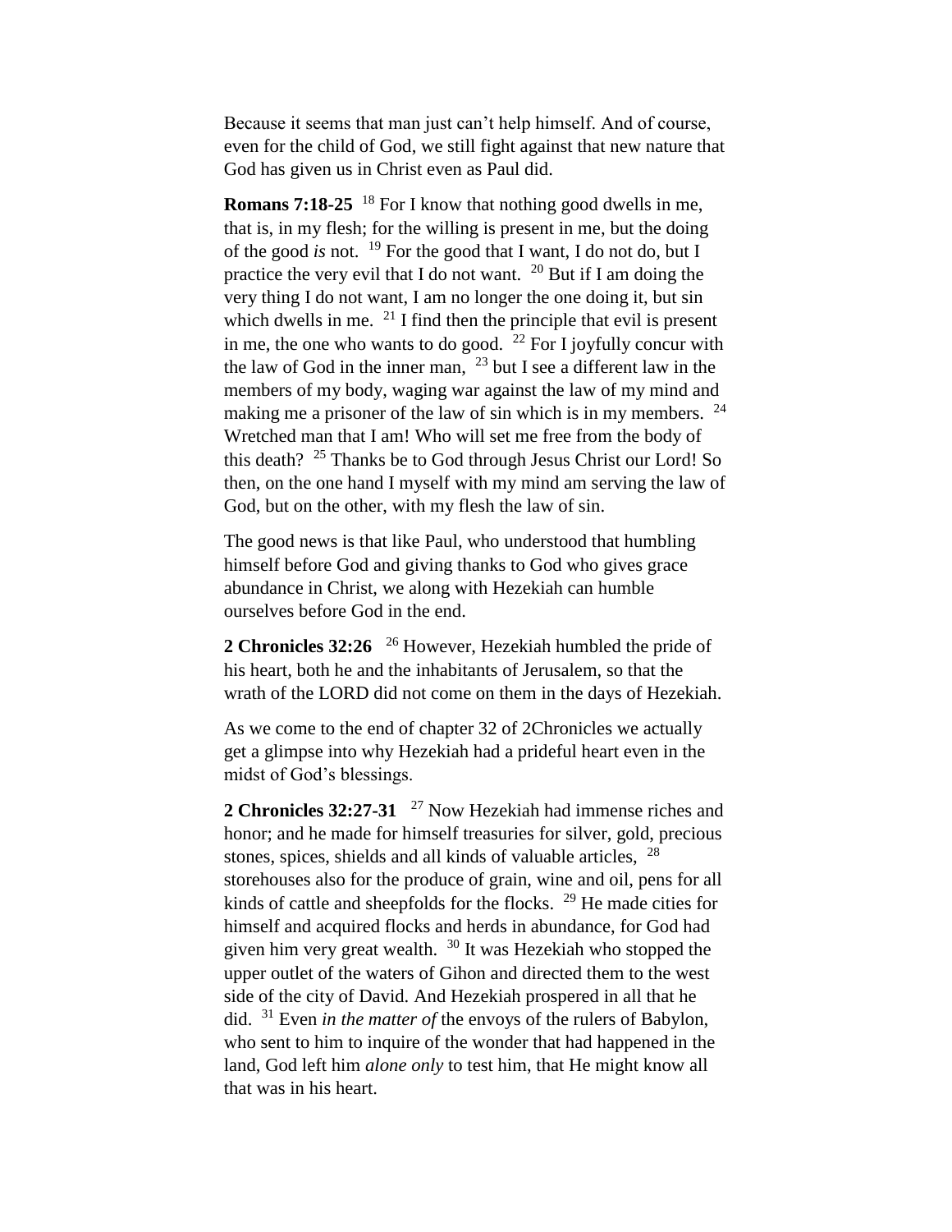Because it seems that man just can't help himself. And of course, even for the child of God, we still fight against that new nature that God has given us in Christ even as Paul did.

**Romans 7:18-25** [18] For I know that nothing good dwells in me, that is, in my flesh; for the willing is present in me, but the doing of the good *is* not. [19] For the good that I want, I do not do, but I practice the very evil that I do not want. [20] But if I am doing the very thing I do not want, I am no longer the one doing it, but sin which dwells in me. [21] I find then the principle that evil is present in me, the one who wants to do good. [22] For I joyfully concur with the law of God in the inner man, [23] but I see a different law in the members of my body, waging war against the law of my mind and making me a prisoner of the law of sin which is in my members. [24] Wretched man that I am! Who will set me free from the body of this death? [25] Thanks be to God through Jesus Christ our Lord! So then, on the one hand I myself with my mind am serving the law of God, but on the other, with my flesh the law of sin.

The good news is that like Paul, who understood that humbling himself before God and giving thanks to God who gives grace abundance in Christ, we along with Hezekiah can humble ourselves before God in the end.

**2 Chronicles 32:26** [26] However, Hezekiah humbled the pride of his heart, both he and the inhabitants of Jerusalem, so that the wrath of the LORD did not come on them in the days of Hezekiah.

As we come to the end of chapter 32 of 2Chronicles we actually get a glimpse into why Hezekiah had a prideful heart even in the midst of God's blessings.

**2 Chronicles 32:27-31** [27] Now Hezekiah had immense riches and honor; and he made for himself treasuries for silver, gold, precious stones, spices, shields and all kinds of valuable articles, [28] storehouses also for the produce of grain, wine and oil, pens for all kinds of cattle and sheepfolds for the flocks. [29] He made cities for himself and acquired flocks and herds in abundance, for God had given him very great wealth. [30] It was Hezekiah who stopped the upper outlet of the waters of Gihon and directed them to the west side of the city of David. And Hezekiah prospered in all that he did. [31] Even *in the matter of* the envoys of the rulers of Babylon, who sent to him to inquire of the wonder that had happened in the land, God left him *alone only* to test him, that He might know all that was in his heart.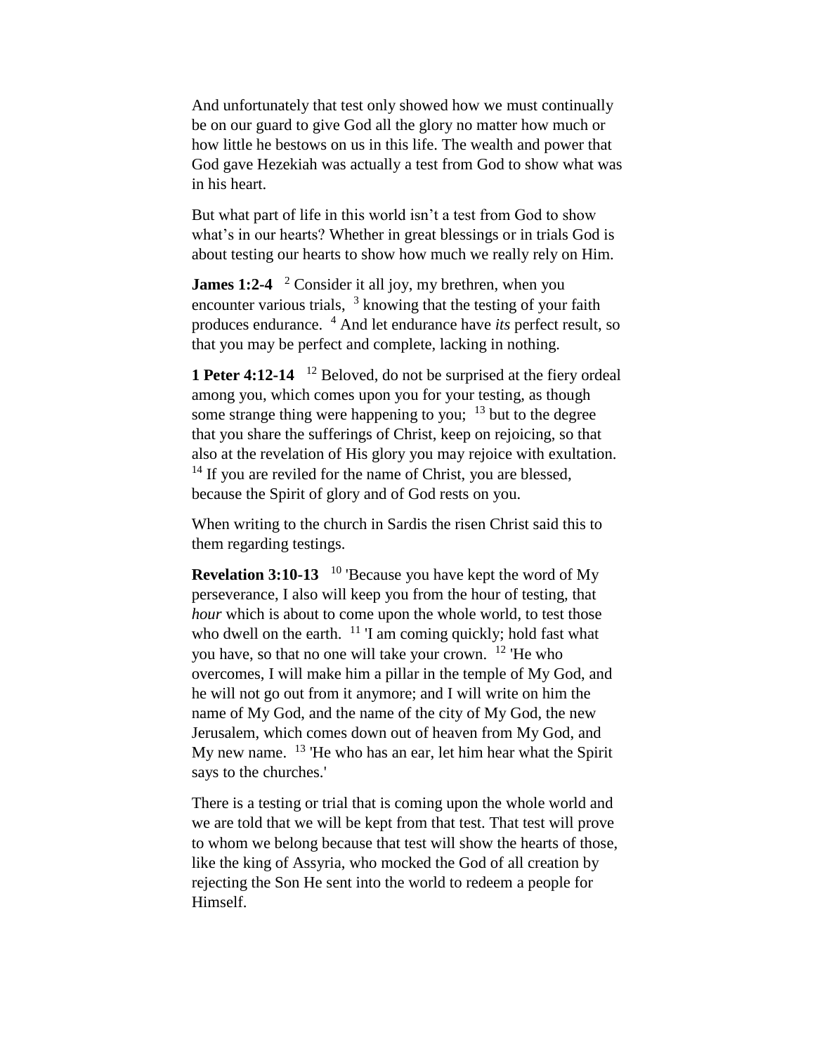And unfortunately that test only showed how we must continually be on our guard to give God all the glory no matter how much or how little he bestows on us in this life. The wealth and power that God gave Hezekiah was actually a test from God to show what was in his heart.

But what part of life in this world isn't a test from God to show what's in our hearts? Whether in great blessings or in trials God is about testing our hearts to show how much we really rely on Him.

**James 1:2-4** [2] Consider it all joy, my brethren, when you encounter various trials, [3] knowing that the testing of your faith produces endurance. [4] And let endurance have *its* perfect result, so that you may be perfect and complete, lacking in nothing.

**1 Peter 4:12-14** [12] Beloved, do not be surprised at the fiery ordeal among you, which comes upon you for your testing, as though some strange thing were happening to you; [13] but to the degree that you share the sufferings of Christ, keep on rejoicing, so that also at the revelation of His glory you may rejoice with exultation. [14] If you are reviled for the name of Christ, you are blessed, because the Spirit of glory and of God rests on you.

When writing to the church in Sardis the risen Christ said this to them regarding testings.

**Revelation 3:10-13** [10] 'Because you have kept the word of My perseverance, I also will keep you from the hour of testing, that *hour* which is about to come upon the whole world, to test those who dwell on the earth. [11] 'I am coming quickly; hold fast what you have, so that no one will take your crown. [12] 'He who overcomes, I will make him a pillar in the temple of My God, and he will not go out from it anymore; and I will write on him the name of My God, and the name of the city of My God, the new Jerusalem, which comes down out of heaven from My God, and My new name. [13] 'He who has an ear, let him hear what the Spirit says to the churches.'

There is a testing or trial that is coming upon the whole world and we are told that we will be kept from that test. That test will prove to whom we belong because that test will show the hearts of those, like the king of Assyria, who mocked the God of all creation by rejecting the Son He sent into the world to redeem a people for Himself.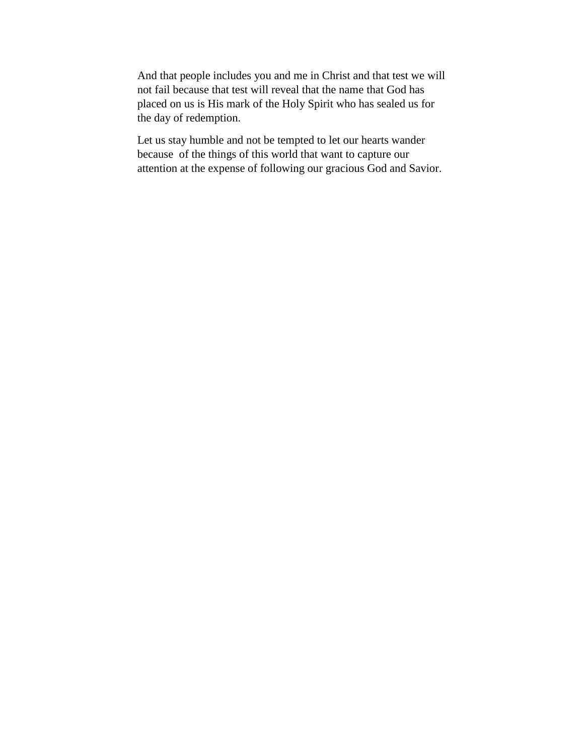And that people includes you and me in Christ and that test we will not fail because that test will reveal that the name that God has placed on us is His mark of the Holy Spirit who has sealed us for the day of redemption.

Let us stay humble and not be tempted to let our hearts wander because of the things of this world that want to capture our attention at the expense of following our gracious God and Savior.